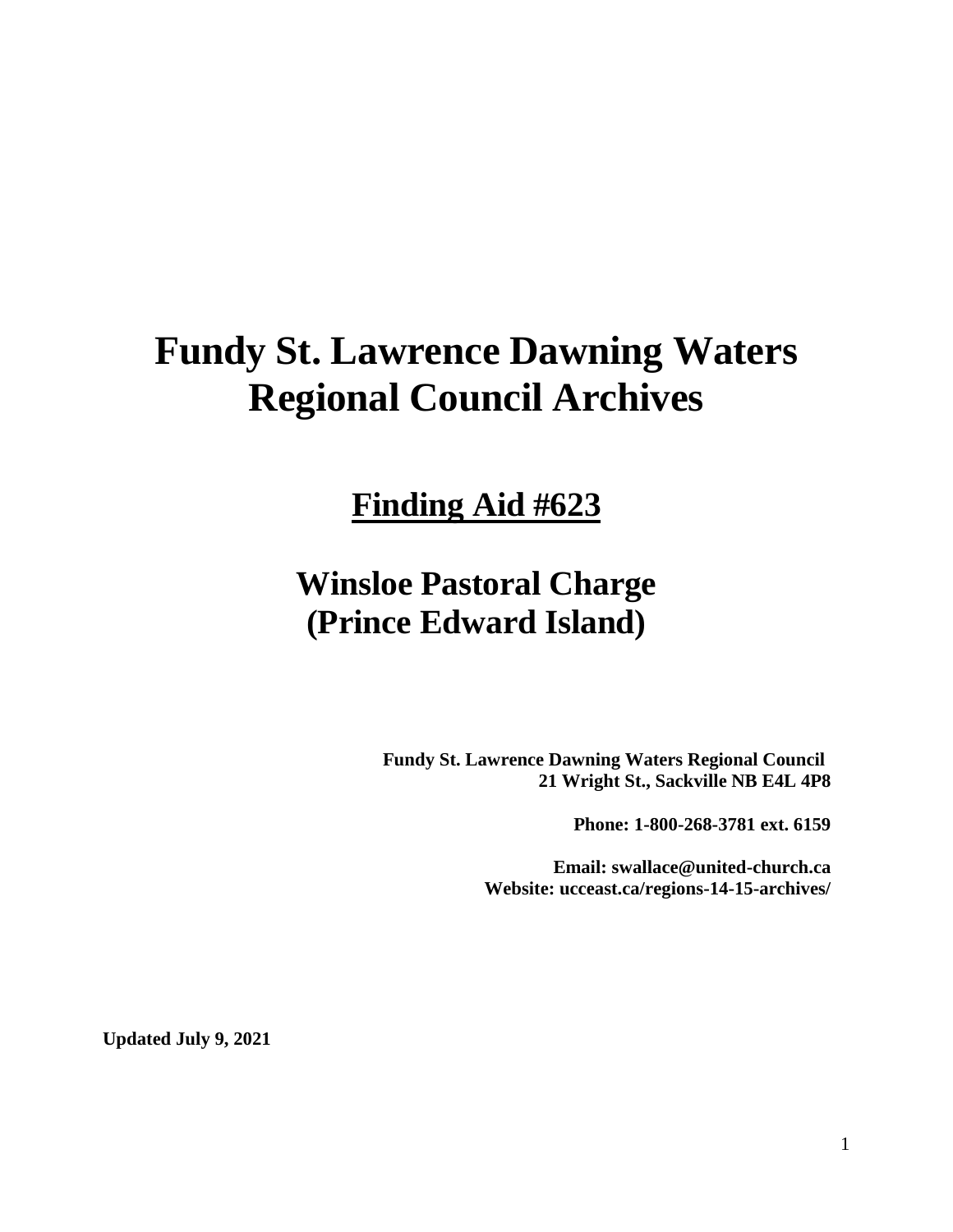# Fundy St. Lawrence Dawning Waters Regional Council Archives

## Finding Aid #623

## Winsloe Pastoral Charge (Prince Edward Island)

**Fundy St. Lawrence Dawning Waters Regional Council**
**21 Wright St., Sackville NB E4L 4P8**

**Phone: 1-800-268-3781 ext. 6159**

**Email: swallace@united-church.ca**
**Website: ucceast.ca/regions-14-15-archives/**

**Updated July 9, 2021**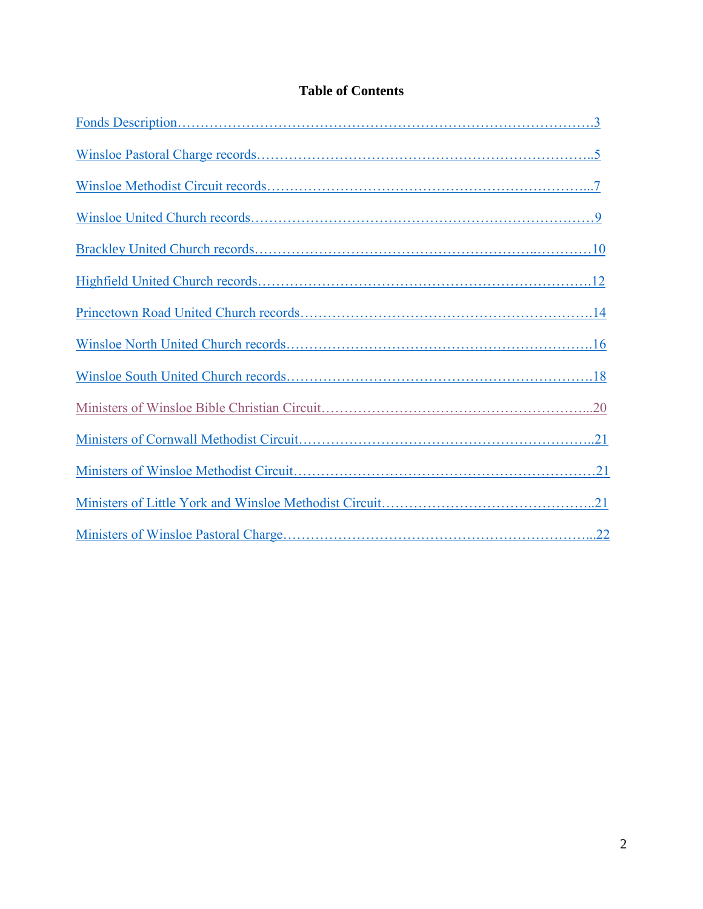**Table of Contents**

Fonds Description……………………………………………………………………………….3

Winsloe Pastoral Charge records………………………………………………………………..5

Winsloe Methodist Circuit records……………………………………………………………...7

Winsloe United Church records…………………………………………………………………9

Brackley United Church records…………………………………………………...…………10

Highfield United Church records………………………………………………………………12

Princetown Road United Church records……………………………………………………….14

Winsloe North United Church records………………………………………………………….16

Winsloe South United Church records………………………………………………………….18

Ministers of Winsloe Bible Christian Circuit…………………………………………………...20

Ministers of Cornwall Methodist Circuit………………………………………………………..21

Ministers of Winsloe Methodist Circuit…………………………………………………………21

Ministers of Little York and Winsloe Methodist Circuit………………………………………..21

Ministers of Winsloe Pastoral Charge…………………………………………………………...22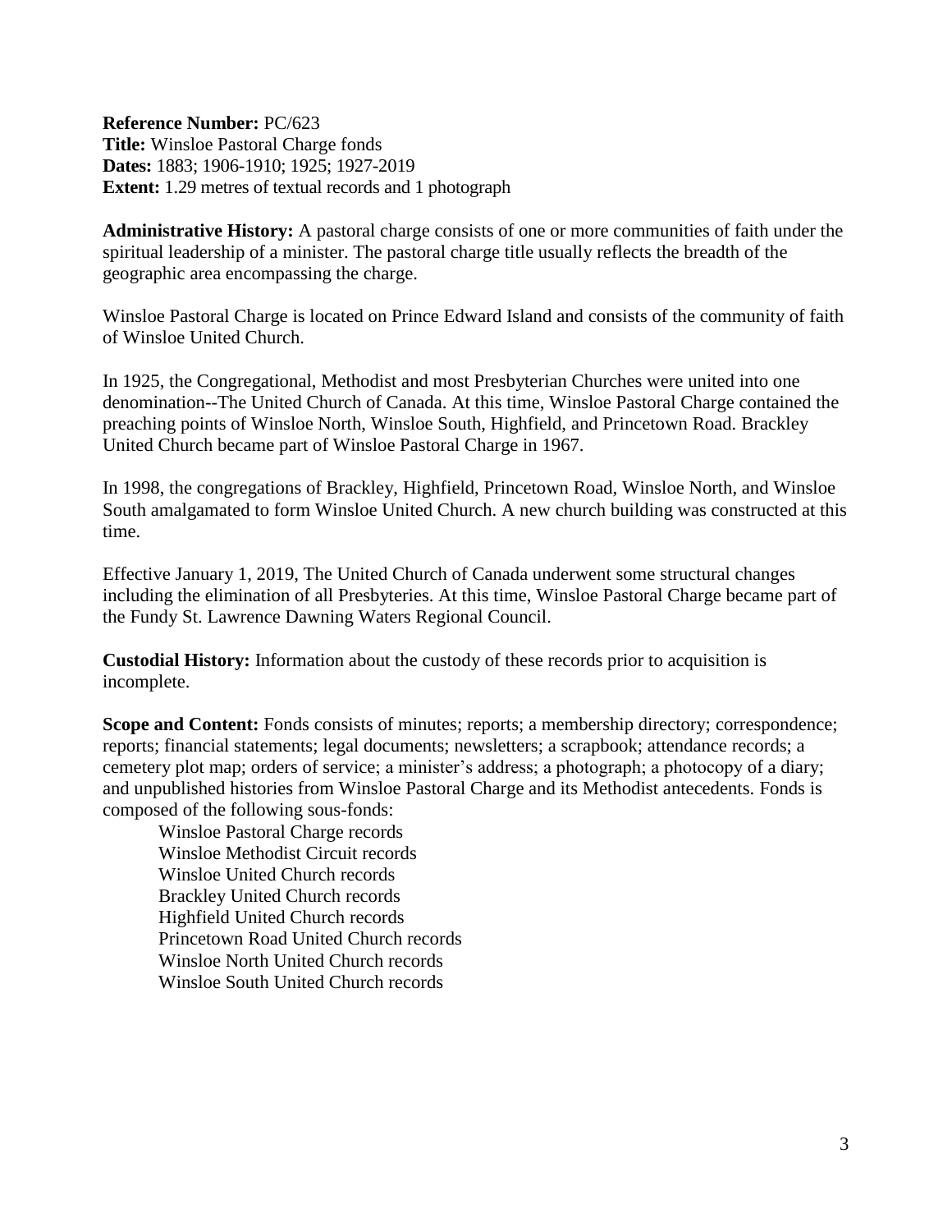**Reference Number:** PC/623
**Title:** Winsloe Pastoral Charge fonds
**Dates:** 1883; 1906-1910; 1925; 1927-2019
**Extent:** 1.29 metres of textual records and 1 photograph

**Administrative History:** A pastoral charge consists of one or more communities of faith under the spiritual leadership of a minister. The pastoral charge title usually reflects the breadth of the geographic area encompassing the charge.

Winsloe Pastoral Charge is located on Prince Edward Island and consists of the community of faith of Winsloe United Church.

In 1925, the Congregational, Methodist and most Presbyterian Churches were united into one denomination--The United Church of Canada. At this time, Winsloe Pastoral Charge contained the preaching points of Winsloe North, Winsloe South, Highfield, and Princetown Road. Brackley United Church became part of Winsloe Pastoral Charge in 1967.

In 1998, the congregations of Brackley, Highfield, Princetown Road, Winsloe North, and Winsloe South amalgamated to form Winsloe United Church. A new church building was constructed at this time.

Effective January 1, 2019, The United Church of Canada underwent some structural changes including the elimination of all Presbyteries. At this time, Winsloe Pastoral Charge became part of the Fundy St. Lawrence Dawning Waters Regional Council.

**Custodial History:** Information about the custody of these records prior to acquisition is incomplete.

**Scope and Content:** Fonds consists of minutes; reports; a membership directory; correspondence; reports; financial statements; legal documents; newsletters; a scrapbook; attendance records; a cemetery plot map; orders of service; a minister's address; a photograph; a photocopy of a diary; and unpublished histories from Winsloe Pastoral Charge and its Methodist antecedents. Fonds is composed of the following sous-fonds:

- Winsloe Pastoral Charge records
- Winsloe Methodist Circuit records
- Winsloe United Church records
- Brackley United Church records
- Highfield United Church records
- Princetown Road United Church records
- Winsloe North United Church records
- Winsloe South United Church records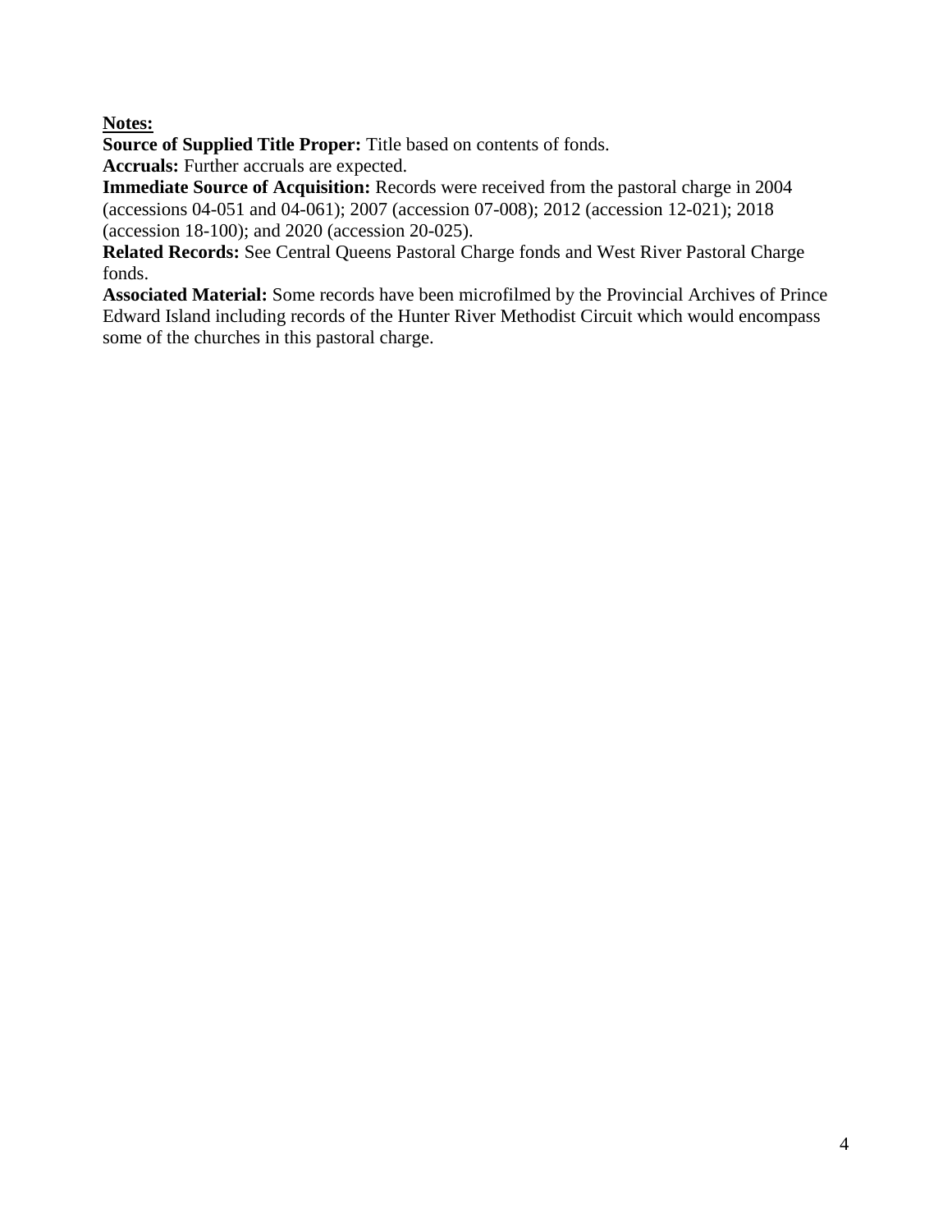**Notes:**

**Source of Supplied Title Proper:** Title based on contents of fonds.

**Accruals:** Further accruals are expected.

**Immediate Source of Acquisition:** Records were received from the pastoral charge in 2004 (accessions 04-051 and 04-061); 2007 (accession 07-008); 2012 (accession 12-021); 2018 (accession 18-100); and 2020 (accession 20-025).

**Related Records:** See Central Queens Pastoral Charge fonds and West River Pastoral Charge fonds.

**Associated Material:** Some records have been microfilmed by the Provincial Archives of Prince Edward Island including records of the Hunter River Methodist Circuit which would encompass some of the churches in this pastoral charge.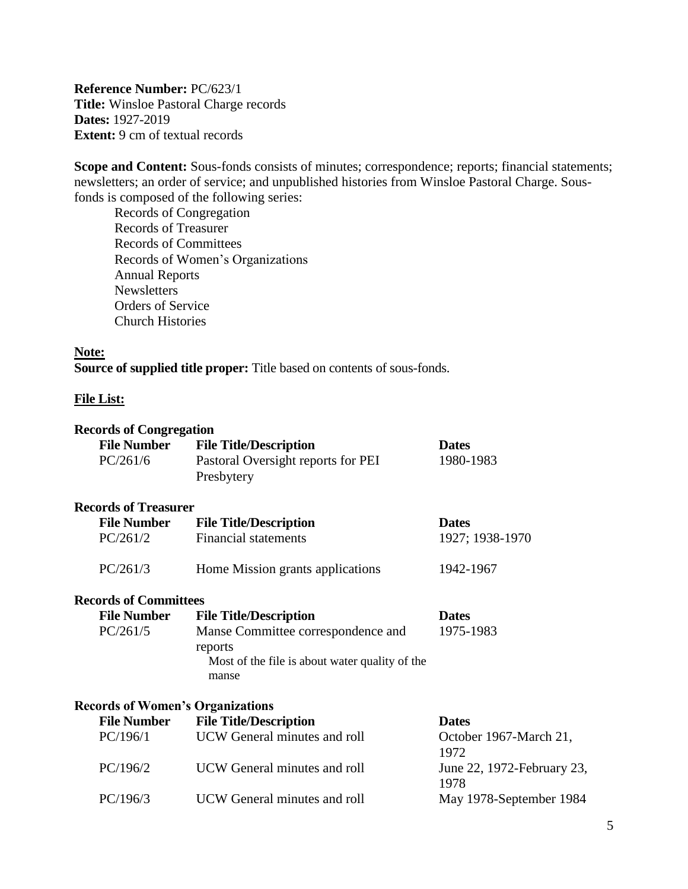**Reference Number:** PC/623/1
**Title:** Winsloe Pastoral Charge records
**Dates:** 1927-2019
**Extent:** 9 cm of textual records

**Scope and Content:** Sous-fonds consists of minutes; correspondence; reports; financial statements; newsletters; an order of service; and unpublished histories from Winsloe Pastoral Charge. Sous-fonds is composed of the following series:

- Records of Congregation
- Records of Treasurer
- Records of Committees
- Records of Women's Organizations
- Annual Reports
- Newsletters
- Orders of Service
- Church Histories

**Note:**
**Source of supplied title proper:** Title based on contents of sous-fonds.

**File List:**

**Records of Congregation**

| File Number | File Title/Description | Dates |
|---|---|---|
| PC/261/6 | Pastoral Oversight reports for PEI Presbytery | 1980-1983 |

**Records of Treasurer**

| File Number | File Title/Description | Dates |
|---|---|---|
| PC/261/2 | Financial statements | 1927; 1938-1970 |
| PC/261/3 | Home Mission grants applications | 1942-1967 |

**Records of Committees**

| File Number | File Title/Description | Dates |
|---|---|---|
| PC/261/5 | Manse Committee correspondence and reports<br>Most of the file is about water quality of the manse | 1975-1983 |

**Records of Women's Organizations**

| File Number | File Title/Description | Dates |
|---|---|---|
| PC/196/1 | UCW General minutes and roll | October 1967-March 21, 1972 |
| PC/196/2 | UCW General minutes and roll | June 22, 1972-February 23, 1978 |
| PC/196/3 | UCW General minutes and roll | May 1978-September 1984 |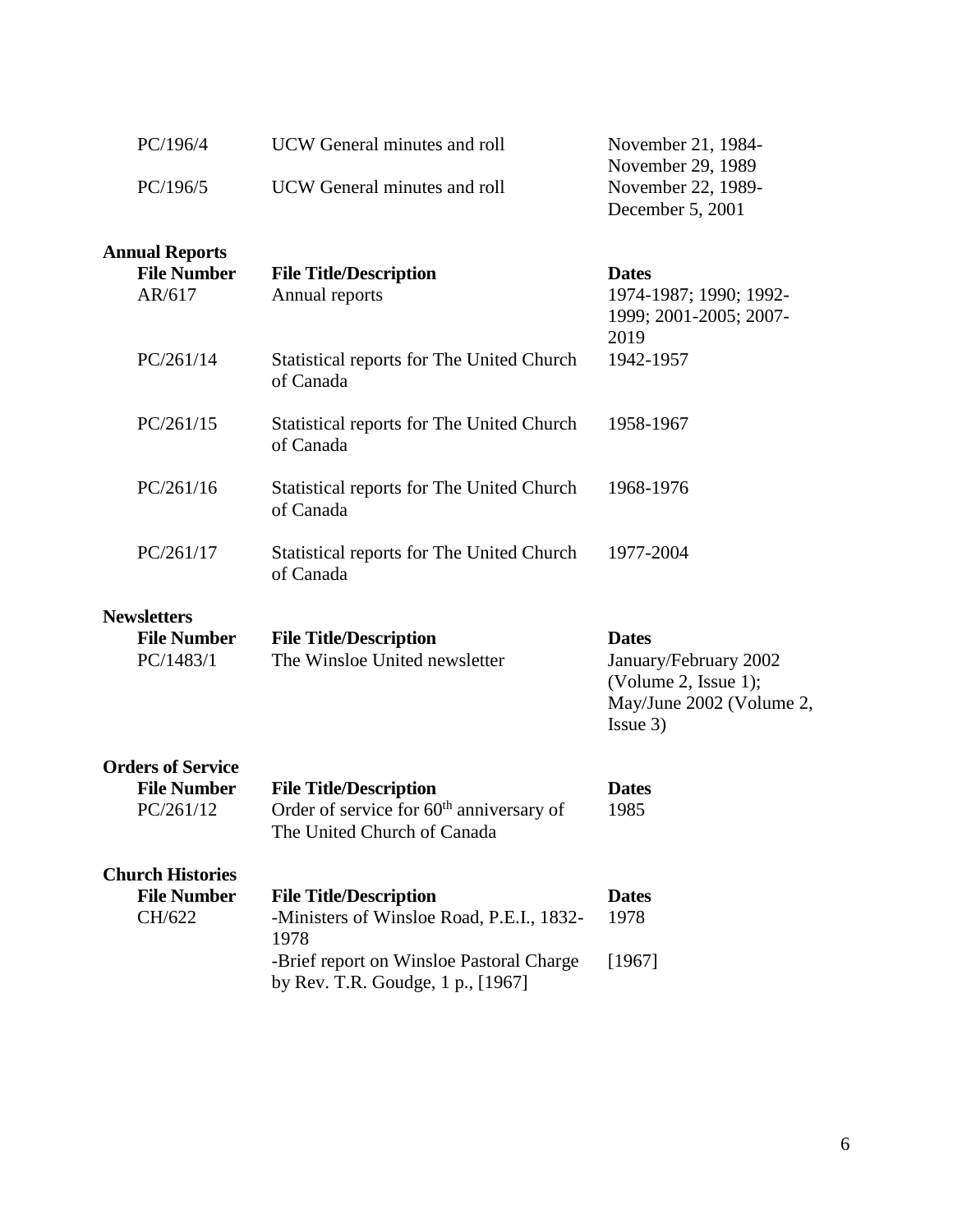| | | |
|---|---|---|
| PC/196/4 | UCW General minutes and roll | November 21, 1984-November 29, 1989 |
| PC/196/5 | UCW General minutes and roll | November 22, 1989-December 5, 2001 |

**Annual Reports**

| File Number | File Title/Description | Dates |
|---|---|---|
| AR/617 | Annual reports | 1974-1987; 1990; 1992-1999; 2001-2005; 2007-2019 |
| PC/261/14 | Statistical reports for The United Church of Canada | 1942-1957 |
| PC/261/15 | Statistical reports for The United Church of Canada | 1958-1967 |
| PC/261/16 | Statistical reports for The United Church of Canada | 1968-1976 |
| PC/261/17 | Statistical reports for The United Church of Canada | 1977-2004 |

**Newsletters**

| File Number | File Title/Description | Dates |
|---|---|---|
| PC/1483/1 | The Winsloe United newsletter | January/February 2002 (Volume 2, Issue 1); May/June 2002 (Volume 2, Issue 3) |

**Orders of Service**

| File Number | File Title/Description | Dates |
|---|---|---|
| PC/261/12 | Order of service for 60th anniversary of The United Church of Canada | 1985 |

**Church Histories**

| File Number | File Title/Description | Dates |
|---|---|---|
| CH/622 | -Ministers of Winsloe Road, P.E.I., 1832-1978 | 1978 |
| | -Brief report on Winsloe Pastoral Charge by Rev. T.R. Goudge, 1 p., [1967] | [1967] |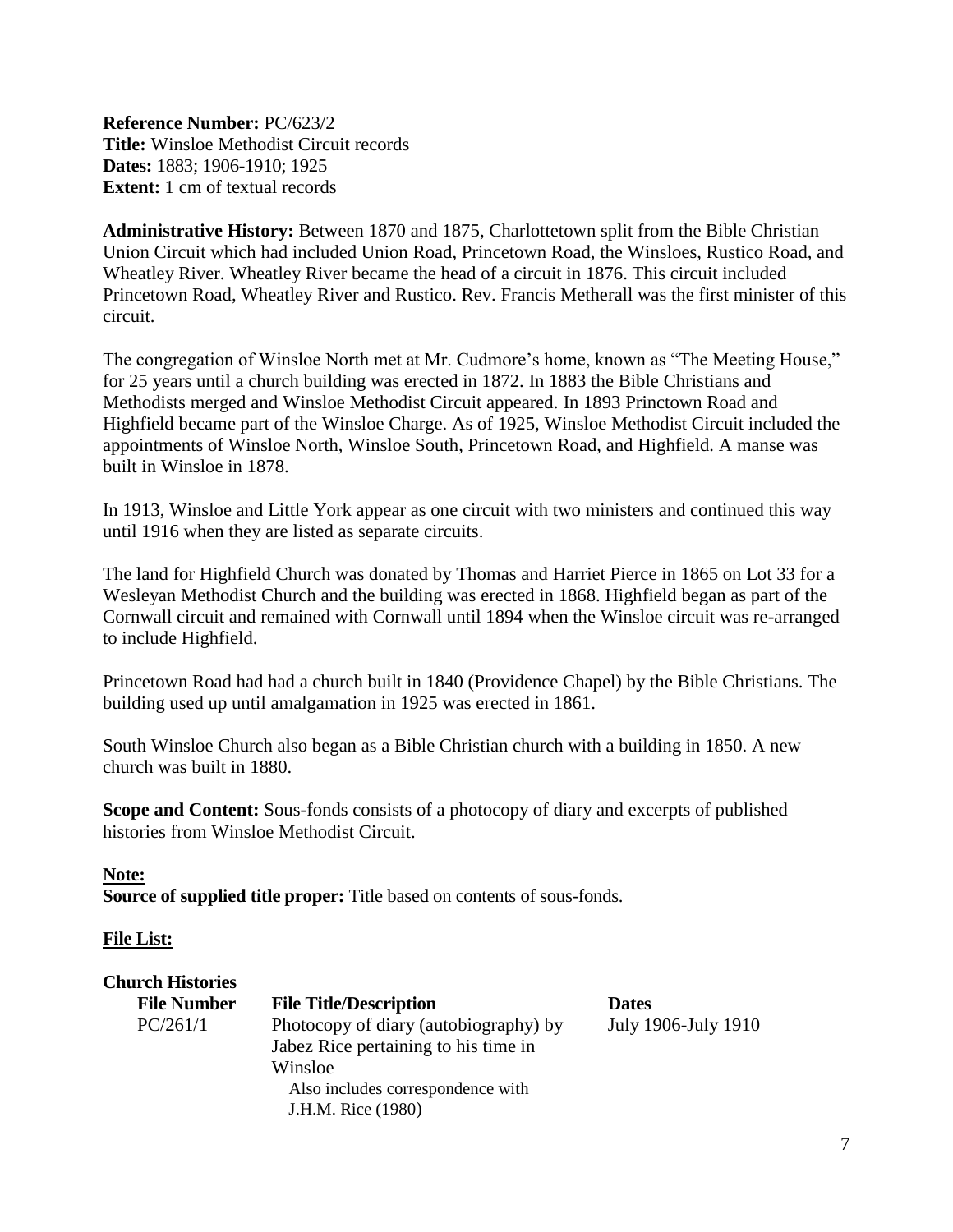**Reference Number:** PC/623/2
**Title:** Winsloe Methodist Circuit records
**Dates:** 1883; 1906-1910; 1925
**Extent:** 1 cm of textual records

**Administrative History:** Between 1870 and 1875, Charlottetown split from the Bible Christian Union Circuit which had included Union Road, Princetown Road, the Winsloes, Rustico Road, and Wheatley River. Wheatley River became the head of a circuit in 1876. This circuit included Princetown Road, Wheatley River and Rustico. Rev. Francis Metherall was the first minister of this circuit.

The congregation of Winsloe North met at Mr. Cudmore's home, known as "The Meeting House," for 25 years until a church building was erected in 1872. In 1883 the Bible Christians and Methodists merged and Winsloe Methodist Circuit appeared. In 1893 Princtown Road and Highfield became part of the Winsloe Charge. As of 1925, Winsloe Methodist Circuit included the appointments of Winsloe North, Winsloe South, Princetown Road, and Highfield. A manse was built in Winsloe in 1878.

In 1913, Winsloe and Little York appear as one circuit with two ministers and continued this way until 1916 when they are listed as separate circuits.

The land for Highfield Church was donated by Thomas and Harriet Pierce in 1865 on Lot 33 for a Wesleyan Methodist Church and the building was erected in 1868. Highfield began as part of the Cornwall circuit and remained with Cornwall until 1894 when the Winsloe circuit was re-arranged to include Highfield.

Princetown Road had had a church built in 1840 (Providence Chapel) by the Bible Christians. The building used up until amalgamation in 1925 was erected in 1861.

South Winsloe Church also began as a Bible Christian church with a building in 1850. A new church was built in 1880.

**Scope and Content:** Sous-fonds consists of a photocopy of diary and excerpts of published histories from Winsloe Methodist Circuit.

**Note:**
**Source of supplied title proper:** Title based on contents of sous-fonds.

**File List:**

**Church Histories**

| File Number | File Title/Description | Dates |
|---|---|---|
| PC/261/1 | Photocopy of diary (autobiography) by Jabez Rice pertaining to his time in Winsloe<br>Also includes correspondence with J.H.M. Rice (1980) | July 1906-July 1910 |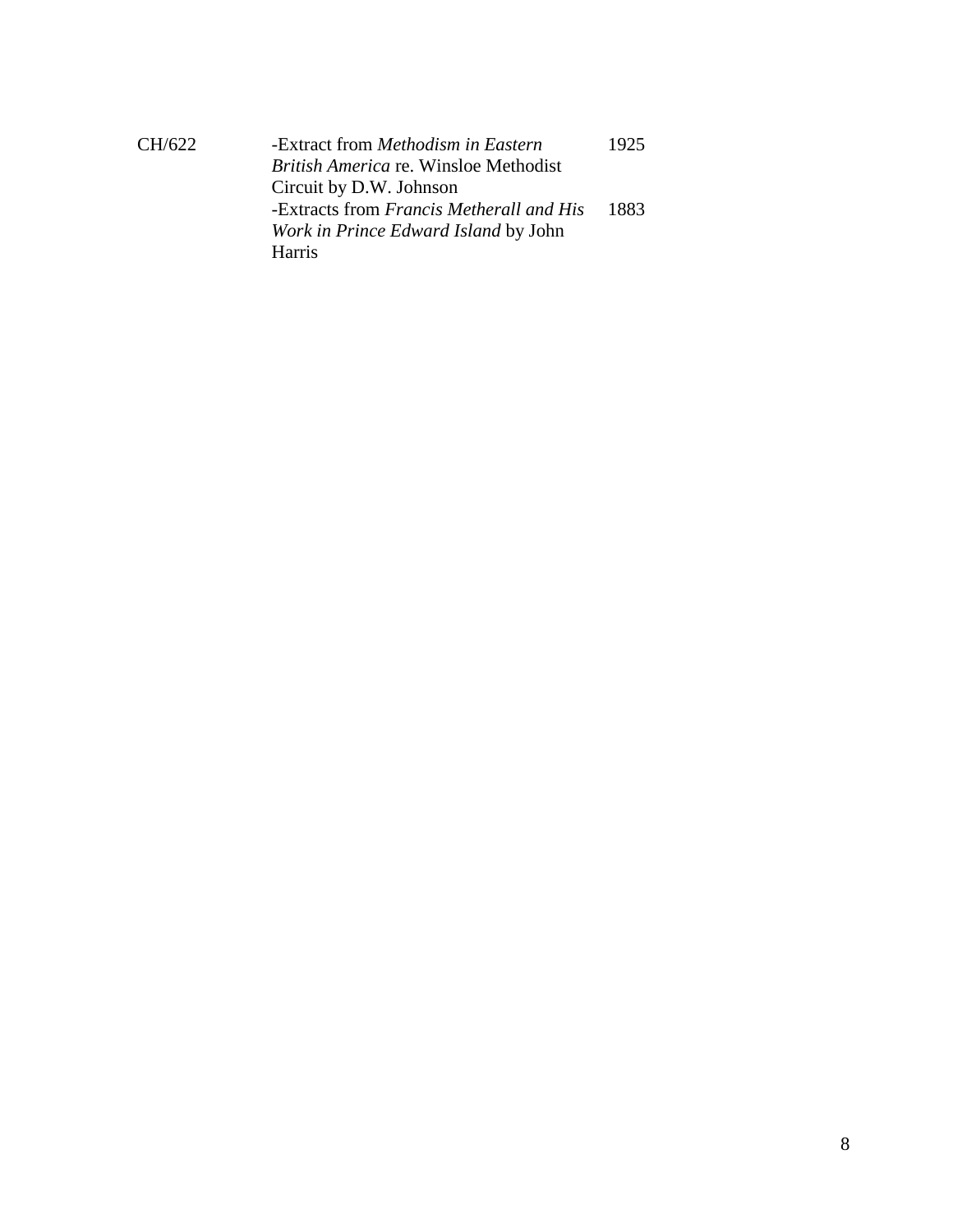| | | |
|---|---|---|
| CH/622 | -Extract from *Methodism in Eastern British America* re. Winsloe Methodist Circuit by D.W. Johnson | 1925 |
| | -Extracts from *Francis Metherall and His Work in Prince Edward Island* by John Harris | 1883 |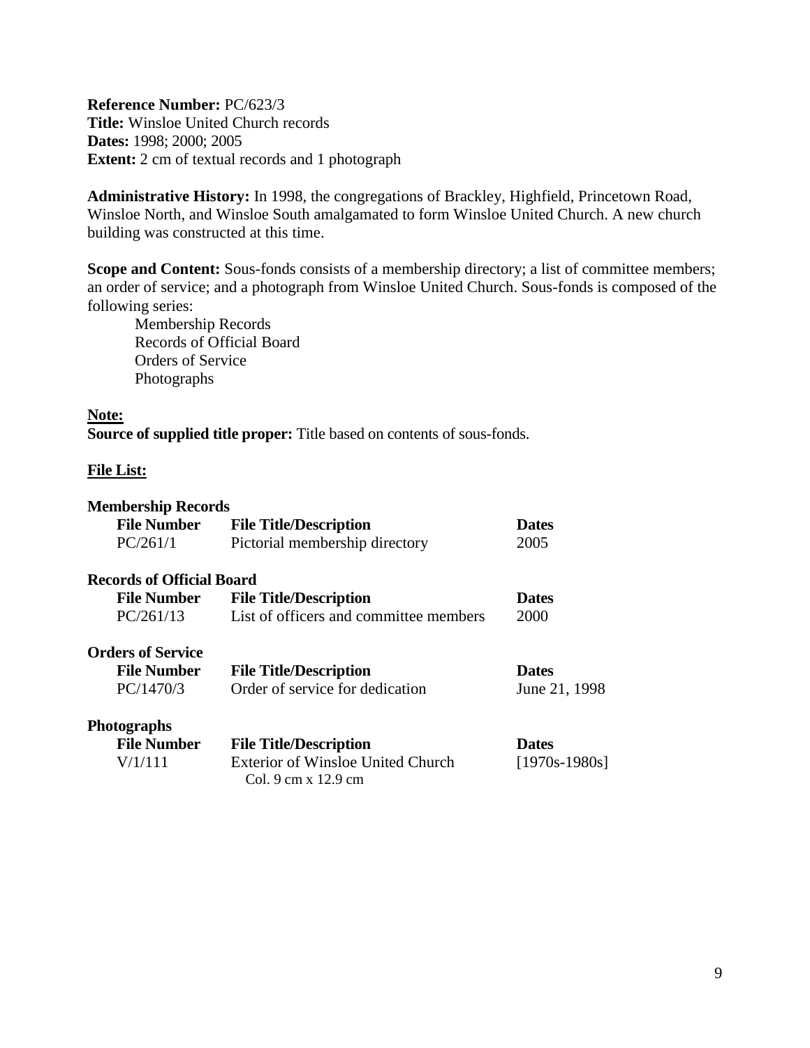**Reference Number:** PC/623/3
**Title:** Winsloe United Church records
**Dates:** 1998; 2000; 2005
**Extent:** 2 cm of textual records and 1 photograph

**Administrative History:** In 1998, the congregations of Brackley, Highfield, Princetown Road, Winsloe North, and Winsloe South amalgamated to form Winsloe United Church. A new church building was constructed at this time.

**Scope and Content:** Sous-fonds consists of a membership directory; a list of committee members; an order of service; and a photograph from Winsloe United Church. Sous-fonds is composed of the following series:

- Membership Records
- Records of Official Board
- Orders of Service
- Photographs

**Note:**

**Source of supplied title proper:** Title based on contents of sous-fonds.

**File List:**

**Membership Records**

| File Number | File Title/Description | Dates |
|---|---|---|
| PC/261/1 | Pictorial membership directory | 2005 |

**Records of Official Board**

| File Number | File Title/Description | Dates |
|---|---|---|
| PC/261/13 | List of officers and committee members | 2000 |

**Orders of Service**

| File Number | File Title/Description | Dates |
|---|---|---|
| PC/1470/3 | Order of service for dedication | June 21, 1998 |

**Photographs**

| File Number | File Title/Description | Dates |
|---|---|---|
| V/1/111 | Exterior of Winsloe United Church Col. 9 cm x 12.9 cm | [1970s-1980s] |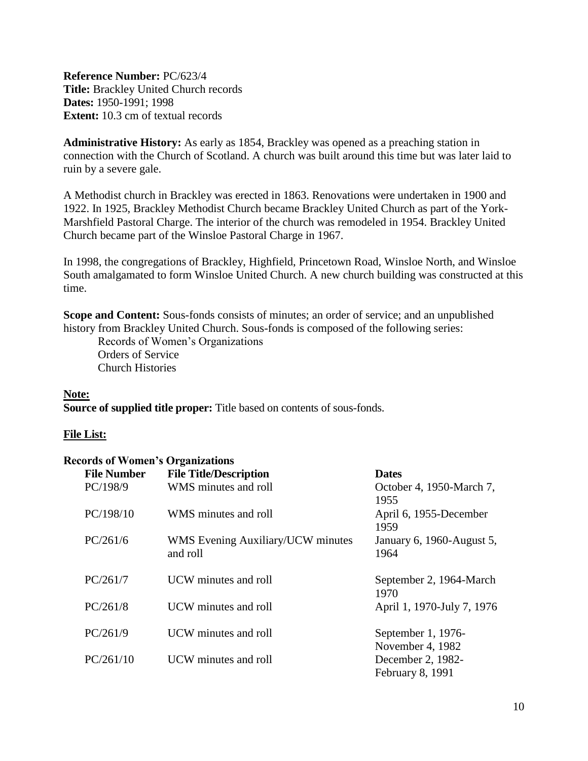**Reference Number:** PC/623/4
**Title:** Brackley United Church records
**Dates:** 1950-1991; 1998
**Extent:** 10.3 cm of textual records

**Administrative History:** As early as 1854, Brackley was opened as a preaching station in connection with the Church of Scotland. A church was built around this time but was later laid to ruin by a severe gale.

A Methodist church in Brackley was erected in 1863. Renovations were undertaken in 1900 and 1922. In 1925, Brackley Methodist Church became Brackley United Church as part of the York-Marshfield Pastoral Charge. The interior of the church was remodeled in 1954. Brackley United Church became part of the Winsloe Pastoral Charge in 1967.

In 1998, the congregations of Brackley, Highfield, Princetown Road, Winsloe North, and Winsloe South amalgamated to form Winsloe United Church. A new church building was constructed at this time.

**Scope and Content:** Sous-fonds consists of minutes; an order of service; and an unpublished history from Brackley United Church. Sous-fonds is composed of the following series:

- Records of Women's Organizations
- Orders of Service
- Church Histories

**Note:**

**Source of supplied title proper:** Title based on contents of sous-fonds.

**File List:**

**Records of Women's Organizations**

| File Number | File Title/Description | Dates |
|---|---|---|
| PC/198/9 | WMS minutes and roll | October 4, 1950-March 7, 1955 |
| PC/198/10 | WMS minutes and roll | April 6, 1955-December 1959 |
| PC/261/6 | WMS Evening Auxiliary/UCW minutes and roll | January 6, 1960-August 5, 1964 |
| PC/261/7 | UCW minutes and roll | September 2, 1964-March 1970 |
| PC/261/8 | UCW minutes and roll | April 1, 1970-July 7, 1976 |
| PC/261/9 | UCW minutes and roll | September 1, 1976-November 4, 1982 |
| PC/261/10 | UCW minutes and roll | December 2, 1982-February 8, 1991 |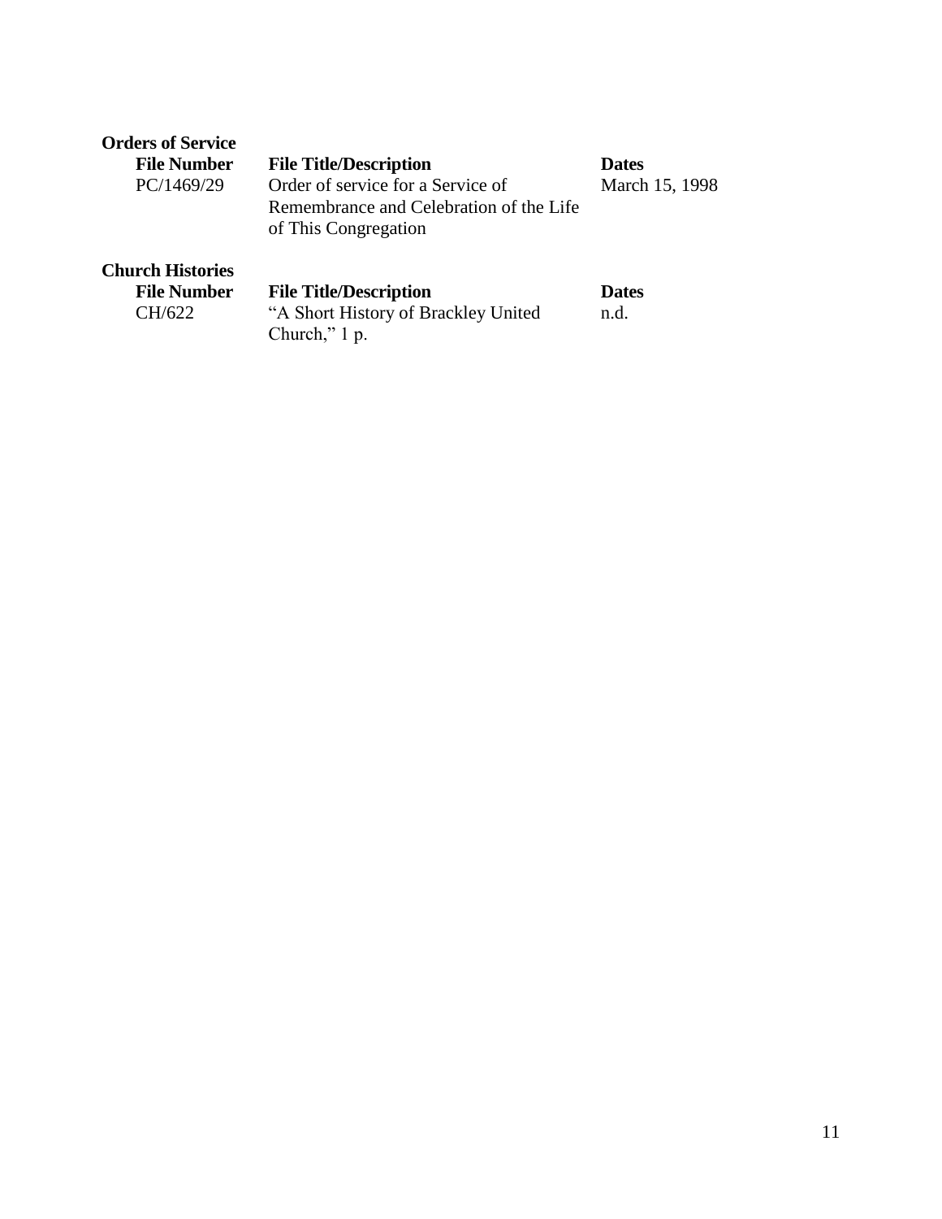**Orders of Service**

| File Number | File Title/Description | Dates |
| --- | --- | --- |
| PC/1469/29 | Order of service for a Service of Remembrance and Celebration of the Life of This Congregation | March 15, 1998 |

**Church Histories**

| File Number | File Title/Description | Dates |
| --- | --- | --- |
| CH/622 | "A Short History of Brackley United Church," 1 p. | n.d. |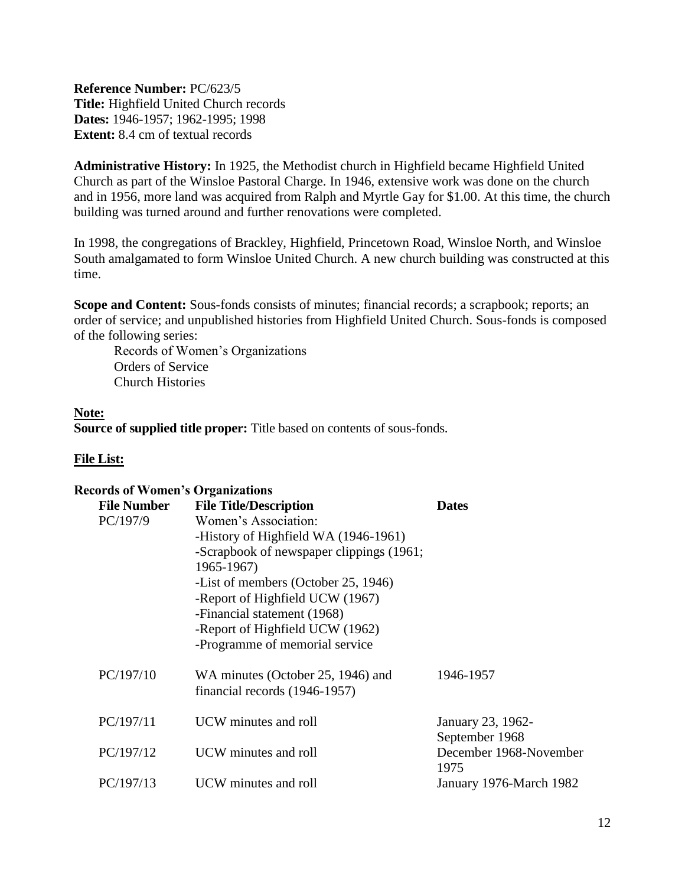**Reference Number:** PC/623/5
**Title:** Highfield United Church records
**Dates:** 1946-1957; 1962-1995; 1998
**Extent:** 8.4 cm of textual records

**Administrative History:** In 1925, the Methodist church in Highfield became Highfield United Church as part of the Winsloe Pastoral Charge. In 1946, extensive work was done on the church and in 1956, more land was acquired from Ralph and Myrtle Gay for $1.00. At this time, the church building was turned around and further renovations were completed.

In 1998, the congregations of Brackley, Highfield, Princetown Road, Winsloe North, and Winsloe South amalgamated to form Winsloe United Church. A new church building was constructed at this time.

**Scope and Content:** Sous-fonds consists of minutes; financial records; a scrapbook; reports; an order of service; and unpublished histories from Highfield United Church. Sous-fonds is composed of the following series:

- Records of Women's Organizations
- Orders of Service
- Church Histories

**Note:**
**Source of supplied title proper:** Title based on contents of sous-fonds.

**File List:**

**Records of Women's Organizations**

| File Number | File Title/Description | Dates |
|---|---|---|
| PC/197/9 | Women's Association:<br>-History of Highfield WA (1946-1961)<br>-Scrapbook of newspaper clippings (1961; 1965-1967)<br>-List of members (October 25, 1946)<br>-Report of Highfield UCW (1967)<br>-Financial statement (1968)<br>-Report of Highfield UCW (1962)<br>-Programme of memorial service | |
| PC/197/10 | WA minutes (October 25, 1946) and financial records (1946-1957) | 1946-1957 |
| PC/197/11 | UCW minutes and roll | January 23, 1962-September 1968 |
| PC/197/12 | UCW minutes and roll | December 1968-November 1975 |
| PC/197/13 | UCW minutes and roll | January 1976-March 1982 |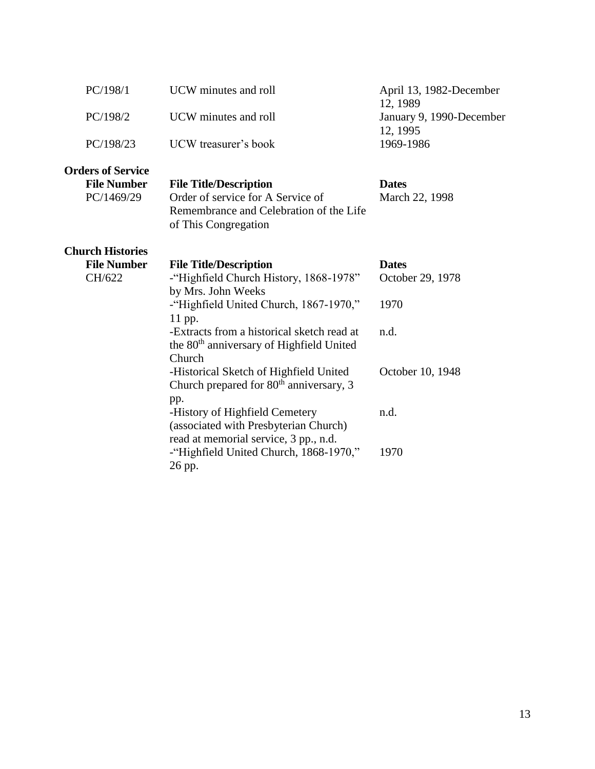| | | |
|---|---|---|
| PC/198/1 | UCW minutes and roll | April 13, 1982-December 12, 1989 |
| PC/198/2 | UCW minutes and roll | January 9, 1990-December 12, 1995 |
| PC/198/23 | UCW treasurer's book | 1969-1986 |

**Orders of Service**

| File Number | File Title/Description | Dates |
|---|---|---|
| PC/1469/29 | Order of service for A Service of Remembrance and Celebration of the Life of This Congregation | March 22, 1998 |

**Church Histories**

| File Number | File Title/Description | Dates |
|---|---|---|
| CH/622 | -"Highfield Church History, 1868-1978" by Mrs. John Weeks | October 29, 1978 |
| | -"Highfield United Church, 1867-1970," 11 pp. | 1970 |
| | -Extracts from a historical sketch read at the 80th anniversary of Highfield United Church | n.d. |
| | -Historical Sketch of Highfield United Church prepared for 80th anniversary, 3 pp. | October 10, 1948 |
| | -History of Highfield Cemetery (associated with Presbyterian Church) read at memorial service, 3 pp., n.d. | n.d. |
| | -"Highfield United Church, 1868-1970," 26 pp. | 1970 |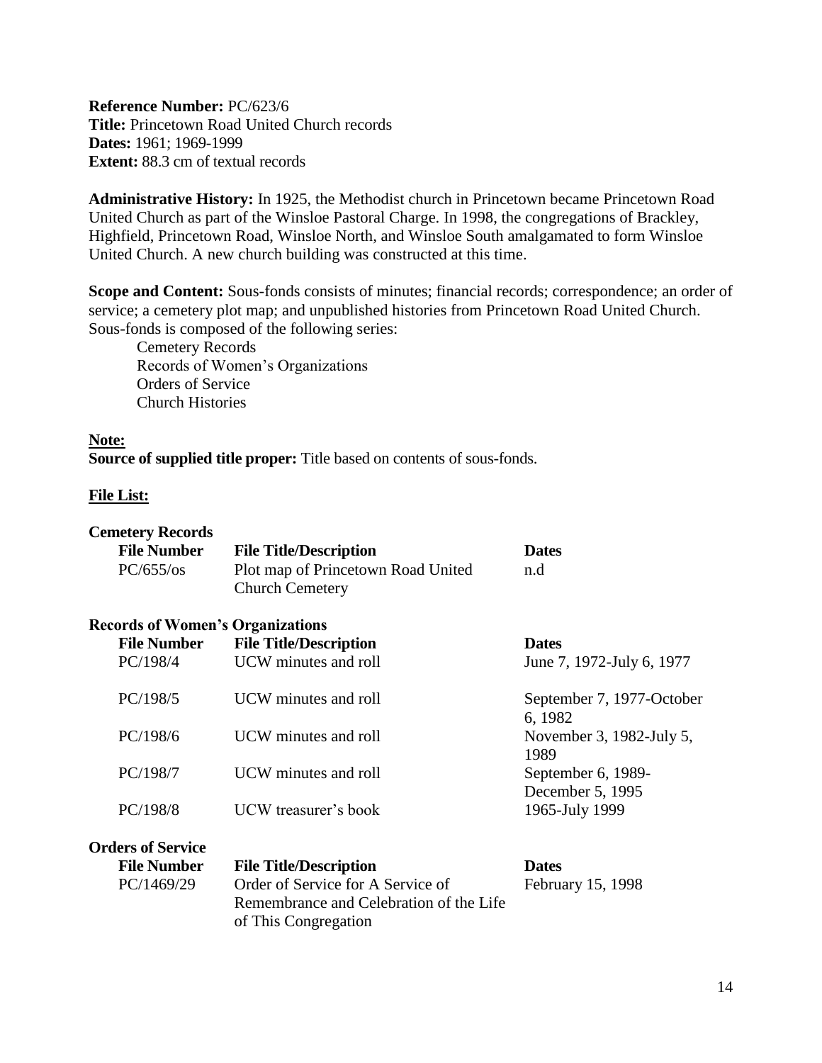**Reference Number:** PC/623/6
**Title:** Princetown Road United Church records
**Dates:** 1961; 1969-1999
**Extent:** 88.3 cm of textual records

**Administrative History:** In 1925, the Methodist church in Princetown became Princetown Road United Church as part of the Winsloe Pastoral Charge. In 1998, the congregations of Brackley, Highfield, Princetown Road, Winsloe North, and Winsloe South amalgamated to form Winsloe United Church. A new church building was constructed at this time.

**Scope and Content:** Sous-fonds consists of minutes; financial records; correspondence; an order of service; a cemetery plot map; and unpublished histories from Princetown Road United Church. Sous-fonds is composed of the following series:

- Cemetery Records
- Records of Women's Organizations
- Orders of Service
- Church Histories

**Note:**

**Source of supplied title proper:** Title based on contents of sous-fonds.

**File List:**

**Cemetery Records**

| File Number | File Title/Description | Dates |
|---|---|---|
| PC/655/os | Plot map of Princetown Road United Church Cemetery | n.d |

**Records of Women's Organizations**

| File Number | File Title/Description | Dates |
|---|---|---|
| PC/198/4 | UCW minutes and roll | June 7, 1972-July 6, 1977 |
| PC/198/5 | UCW minutes and roll | September 7, 1977-October 6, 1982 |
| PC/198/6 | UCW minutes and roll | November 3, 1982-July 5, 1989 |
| PC/198/7 | UCW minutes and roll | September 6, 1989-December 5, 1995 |
| PC/198/8 | UCW treasurer's book | 1965-July 1999 |

**Orders of Service**

| File Number | File Title/Description | Dates |
|---|---|---|
| PC/1469/29 | Order of Service for A Service of Remembrance and Celebration of the Life of This Congregation | February 15, 1998 |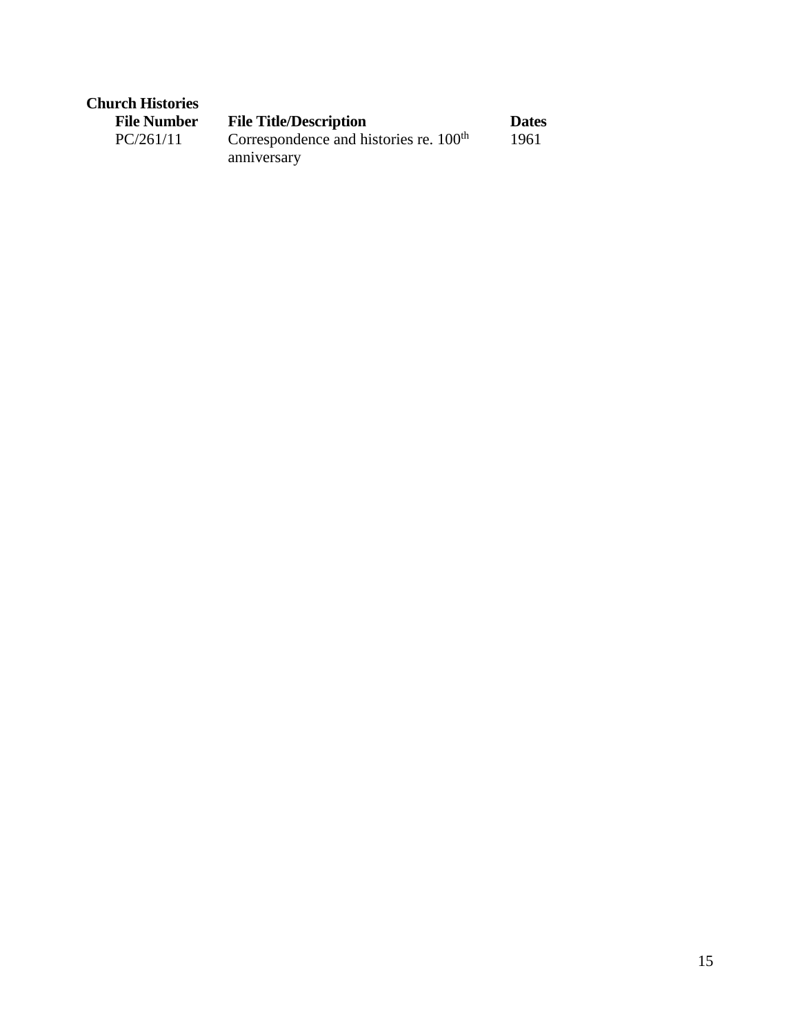**Church Histories**

| File Number | File Title/Description | Dates |
| --- | --- | --- |
| PC/261/11 | Correspondence and histories re. 100th anniversary | 1961 |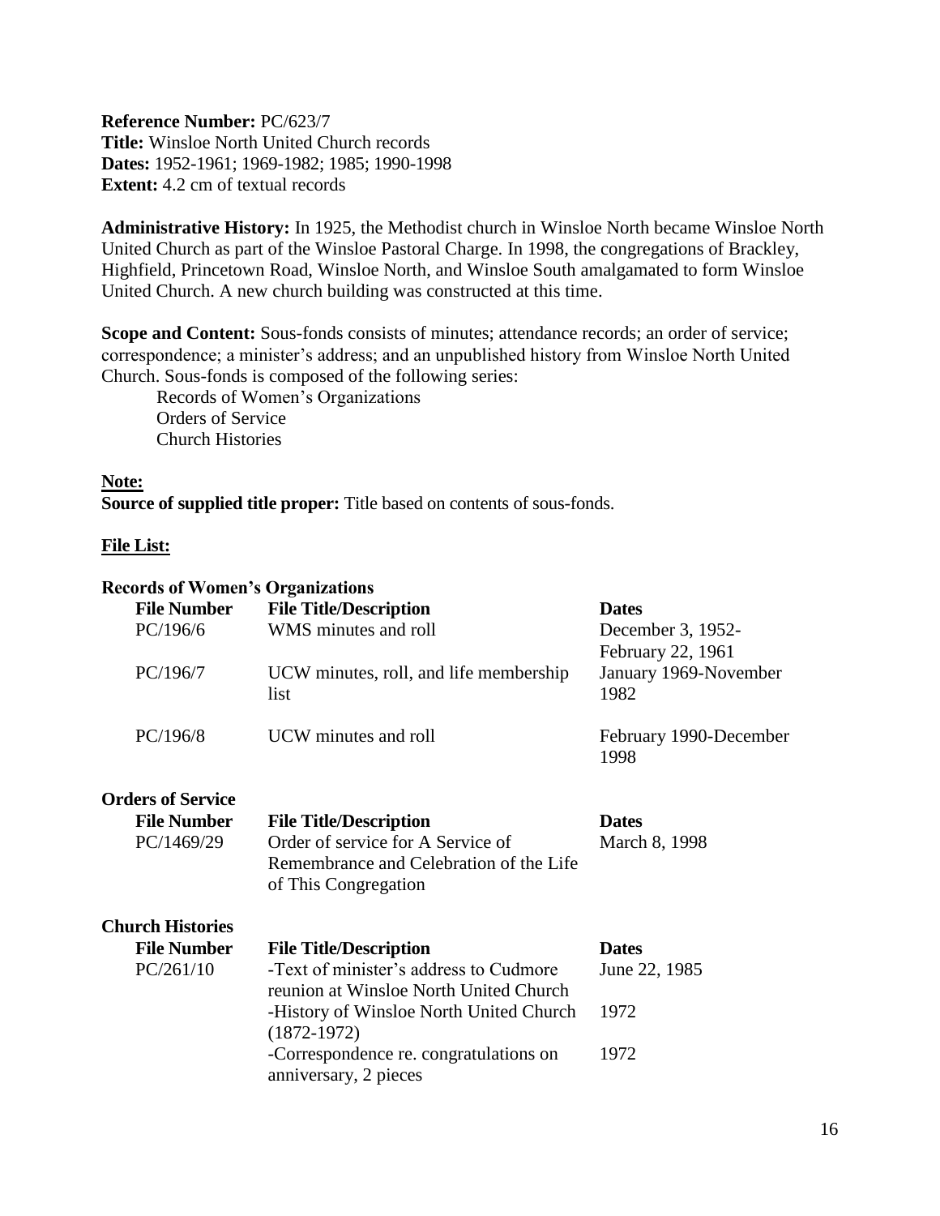**Reference Number:** PC/623/7
**Title:** Winsloe North United Church records
**Dates:** 1952-1961; 1969-1982; 1985; 1990-1998
**Extent:** 4.2 cm of textual records

**Administrative History:** In 1925, the Methodist church in Winsloe North became Winsloe North United Church as part of the Winsloe Pastoral Charge. In 1998, the congregations of Brackley, Highfield, Princetown Road, Winsloe North, and Winsloe South amalgamated to form Winsloe United Church. A new church building was constructed at this time.

**Scope and Content:** Sous-fonds consists of minutes; attendance records; an order of service; correspondence; a minister's address; and an unpublished history from Winsloe North United Church. Sous-fonds is composed of the following series:

- Records of Women's Organizations
- Orders of Service
- Church Histories

**Note:**

**Source of supplied title proper:** Title based on contents of sous-fonds.

**File List:**

**Records of Women's Organizations**

| File Number | File Title/Description | Dates |
|---|---|---|
| PC/196/6 | WMS minutes and roll | December 3, 1952-February 22, 1961 |
| PC/196/7 | UCW minutes, roll, and life membership list | January 1969-November 1982 |
| PC/196/8 | UCW minutes and roll | February 1990-December 1998 |

**Orders of Service**

| File Number | File Title/Description | Dates |
|---|---|---|
| PC/1469/29 | Order of service for A Service of Remembrance and Celebration of the Life of This Congregation | March 8, 1998 |

**Church Histories**

| File Number | File Title/Description | Dates |
|---|---|---|
| PC/261/10 | -Text of minister's address to Cudmore reunion at Winsloe North United Church | June 22, 1985 |
| | -History of Winsloe North United Church (1872-1972) | 1972 |
| | -Correspondence re. congratulations on anniversary, 2 pieces | 1972 |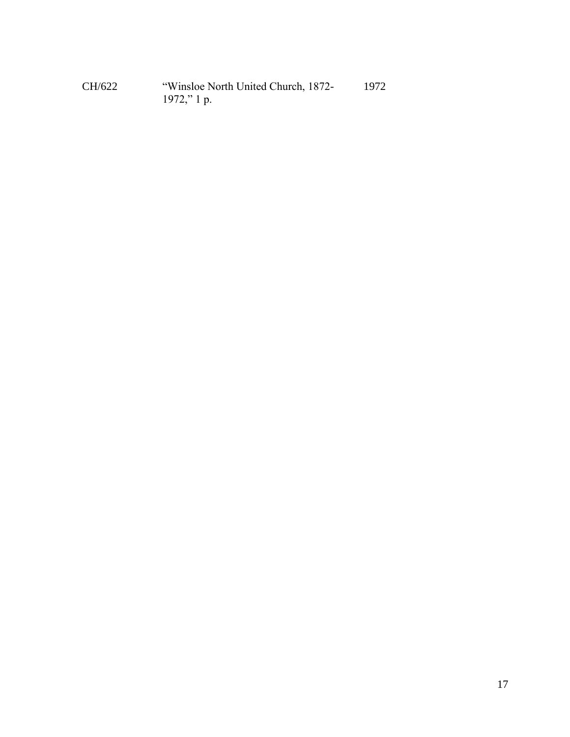| | | |
|---|---|---|
| CH/622 | "Winsloe North United Church, 1872-1972," 1 p. | 1972 |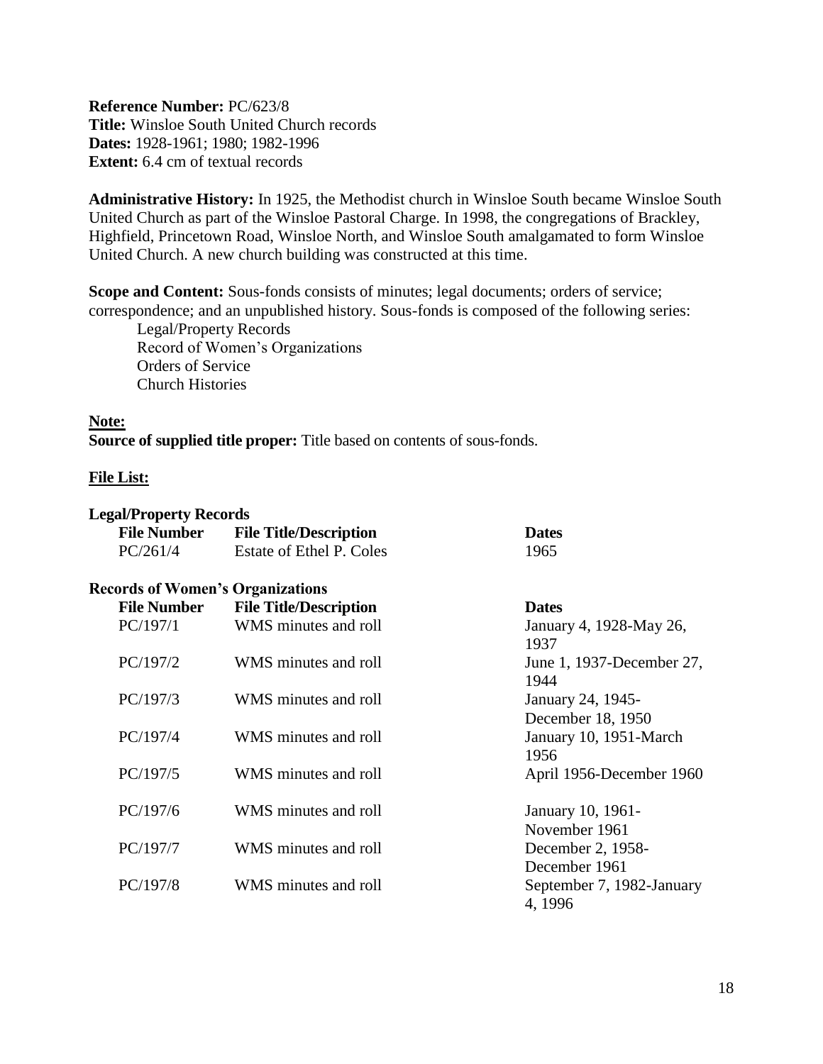**Reference Number:** PC/623/8
**Title:** Winsloe South United Church records
**Dates:** 1928-1961; 1980; 1982-1996
**Extent:** 6.4 cm of textual records

**Administrative History:** In 1925, the Methodist church in Winsloe South became Winsloe South United Church as part of the Winsloe Pastoral Charge. In 1998, the congregations of Brackley, Highfield, Princetown Road, Winsloe North, and Winsloe South amalgamated to form Winsloe United Church. A new church building was constructed at this time.

**Scope and Content:** Sous-fonds consists of minutes; legal documents; orders of service; correspondence; and an unpublished history. Sous-fonds is composed of the following series:

- Legal/Property Records
- Record of Women's Organizations
- Orders of Service
- Church Histories

**Note:**

**Source of supplied title proper:** Title based on contents of sous-fonds.

**File List:**

**Legal/Property Records**

| File Number | File Title/Description | Dates |
|---|---|---|
| PC/261/4 | Estate of Ethel P. Coles | 1965 |

**Records of Women's Organizations**

| File Number | File Title/Description | Dates |
|---|---|---|
| PC/197/1 | WMS minutes and roll | January 4, 1928-May 26, 1937 |
| PC/197/2 | WMS minutes and roll | June 1, 1937-December 27, 1944 |
| PC/197/3 | WMS minutes and roll | January 24, 1945-December 18, 1950 |
| PC/197/4 | WMS minutes and roll | January 10, 1951-March 1956 |
| PC/197/5 | WMS minutes and roll | April 1956-December 1960 |
| PC/197/6 | WMS minutes and roll | January 10, 1961-November 1961 |
| PC/197/7 | WMS minutes and roll | December 2, 1958-December 1961 |
| PC/197/8 | WMS minutes and roll | September 7, 1982-January 4, 1996 |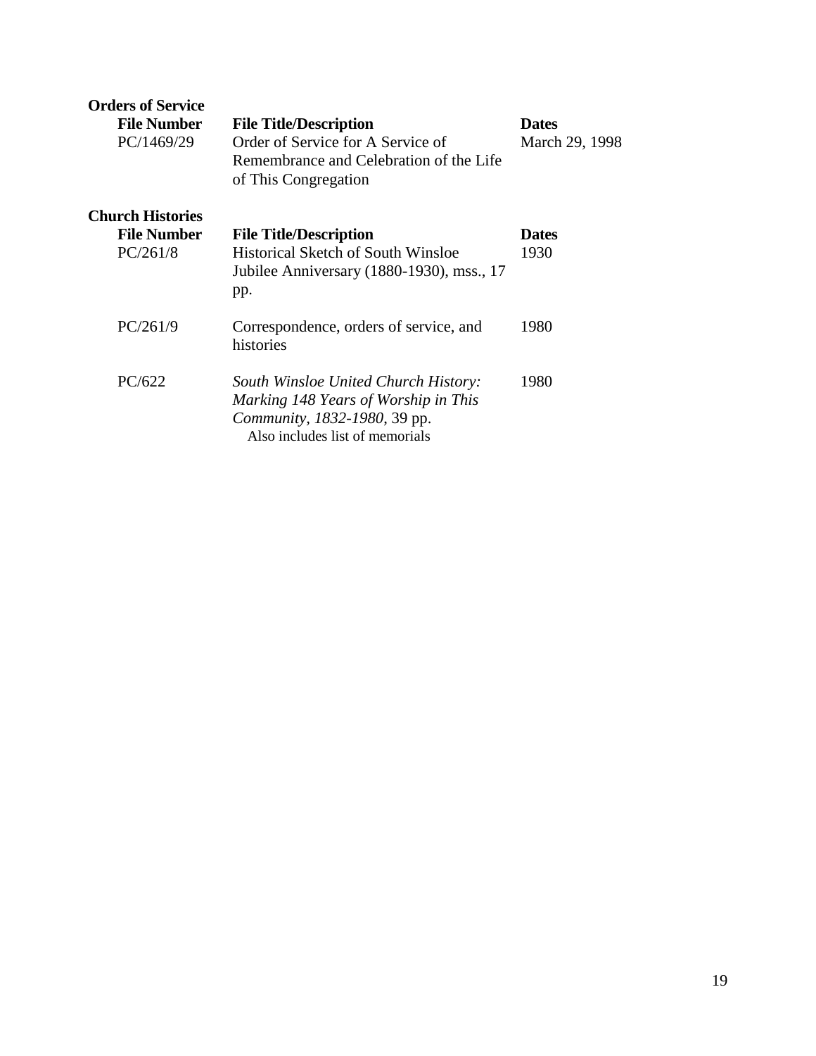**Orders of Service**

| File Number | File Title/Description | Dates |
|---|---|---|
| PC/1469/29 | Order of Service for A Service of Remembrance and Celebration of the Life of This Congregation | March 29, 1998 |

**Church Histories**

| File Number | File Title/Description | Dates |
|---|---|---|
| PC/261/8 | Historical Sketch of South Winsloe Jubilee Anniversary (1880-1930), mss., 17 pp. | 1930 |
| PC/261/9 | Correspondence, orders of service, and histories | 1980 |
| PC/622 | *South Winsloe United Church History: Marking 148 Years of Worship in This Community, 1832-1980*, 39 pp. Also includes list of memorials | 1980 |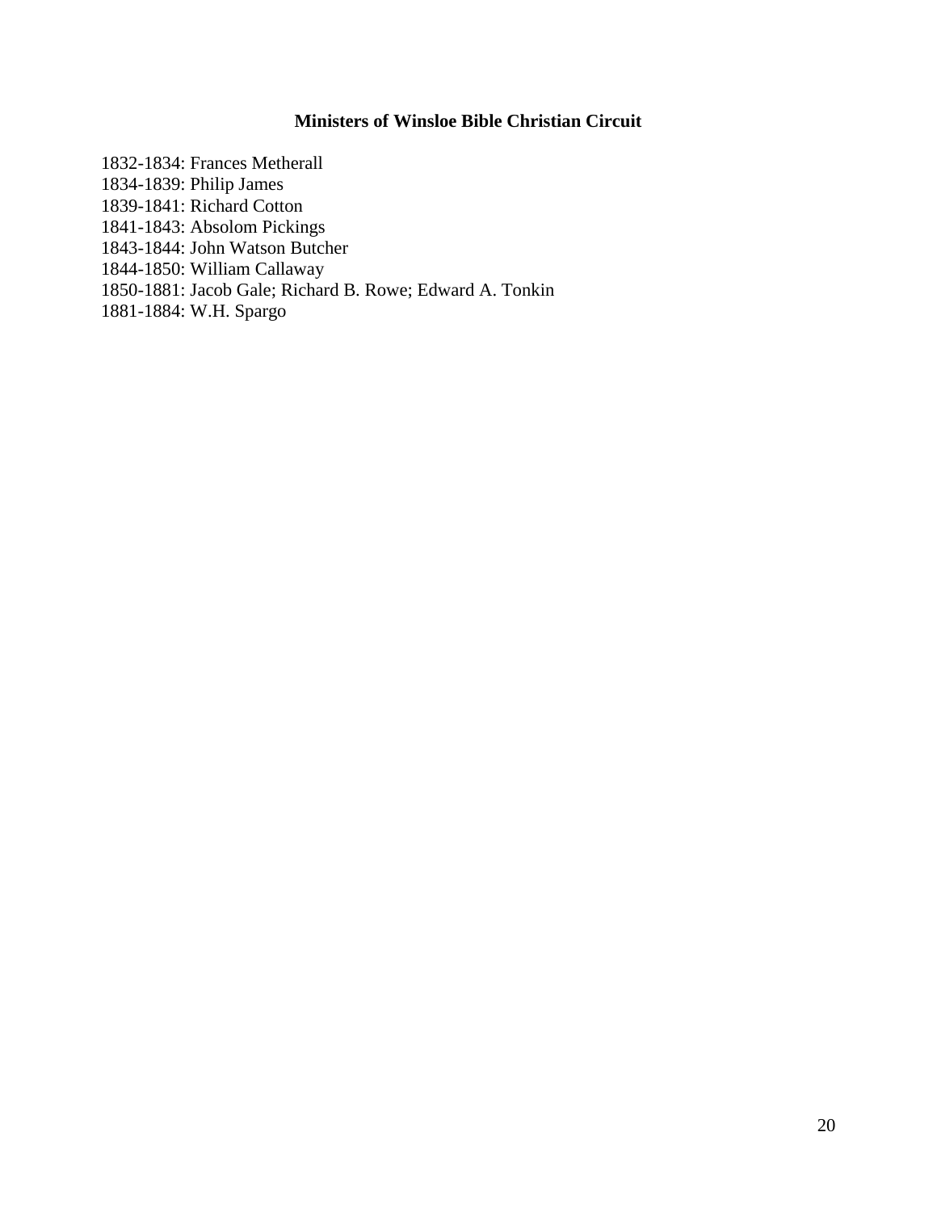## Ministers of Winsloe Bible Christian Circuit

1832-1834: Frances Metherall
1834-1839: Philip James
1839-1841: Richard Cotton
1841-1843: Absolom Pickings
1843-1844: John Watson Butcher
1844-1850: William Callaway
1850-1881: Jacob Gale; Richard B. Rowe; Edward A. Tonkin
1881-1884: W.H. Spargo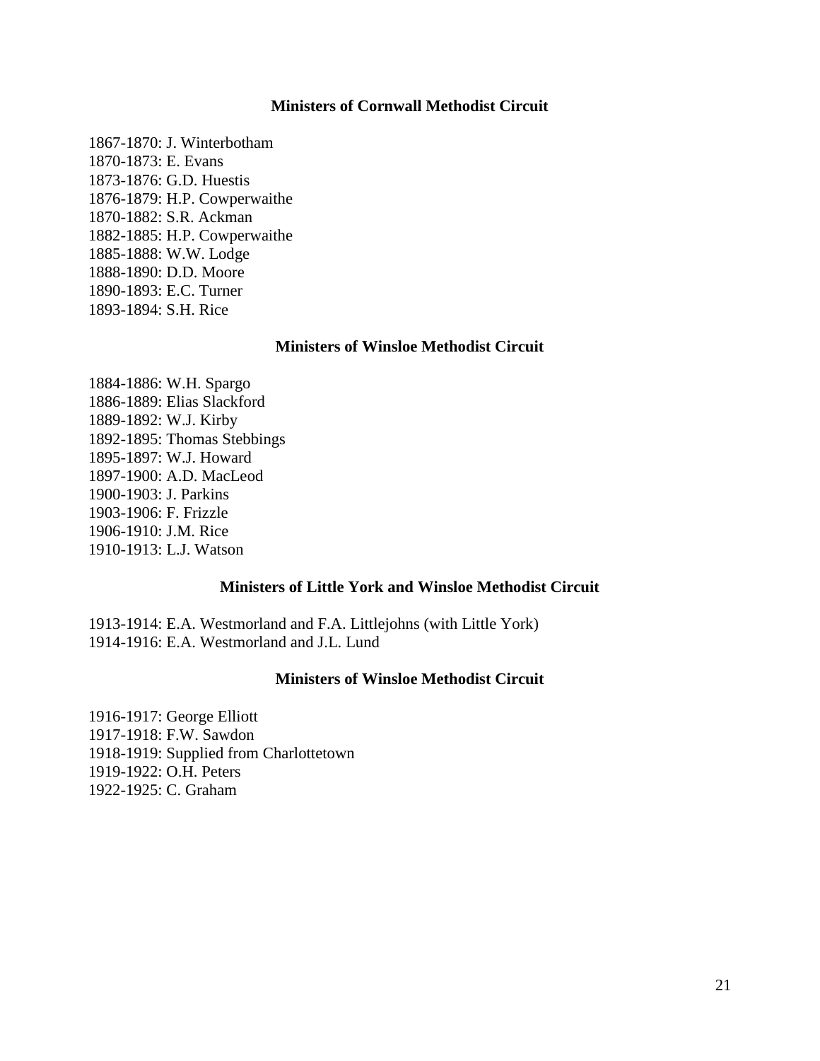### Ministers of Cornwall Methodist Circuit

1867-1870: J. Winterbotham
1870-1873: E. Evans
1873-1876: G.D. Huestis
1876-1879: H.P. Cowperwaithe
1870-1882: S.R. Ackman
1882-1885: H.P. Cowperwaithe
1885-1888: W.W. Lodge
1888-1890: D.D. Moore
1890-1893: E.C. Turner
1893-1894: S.H. Rice

### Ministers of Winsloe Methodist Circuit

1884-1886: W.H. Spargo
1886-1889: Elias Slackford
1889-1892: W.J. Kirby
1892-1895: Thomas Stebbings
1895-1897: W.J. Howard
1897-1900: A.D. MacLeod
1900-1903: J. Parkins
1903-1906: F. Frizzle
1906-1910: J.M. Rice
1910-1913: L.J. Watson

### Ministers of Little York and Winsloe Methodist Circuit

1913-1914: E.A. Westmorland and F.A. Littlejohns (with Little York)
1914-1916: E.A. Westmorland and J.L. Lund

### Ministers of Winsloe Methodist Circuit

1916-1917: George Elliott
1917-1918: F.W. Sawdon
1918-1919: Supplied from Charlottetown
1919-1922: O.H. Peters
1922-1925: C. Graham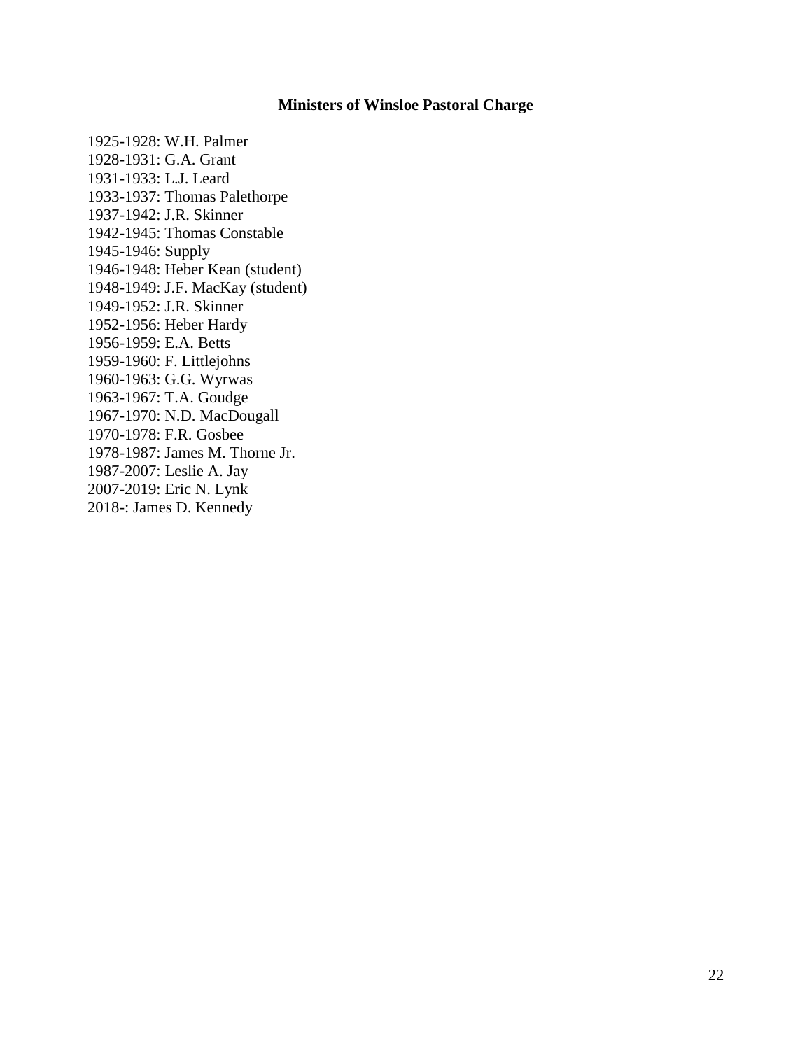## Ministers of Winsloe Pastoral Charge

1925-1928: W.H. Palmer
1928-1931: G.A. Grant
1931-1933: L.J. Leard
1933-1937: Thomas Palethorpe
1937-1942: J.R. Skinner
1942-1945: Thomas Constable
1945-1946: Supply
1946-1948: Heber Kean (student)
1948-1949: J.F. MacKay (student)
1949-1952: J.R. Skinner
1952-1956: Heber Hardy
1956-1959: E.A. Betts
1959-1960: F. Littlejohns
1960-1963: G.G. Wyrwas
1963-1967: T.A. Goudge
1967-1970: N.D. MacDougall
1970-1978: F.R. Gosbee
1978-1987: James M. Thorne Jr.
1987-2007: Leslie A. Jay
2007-2019: Eric N. Lynk
2018-: James D. Kennedy